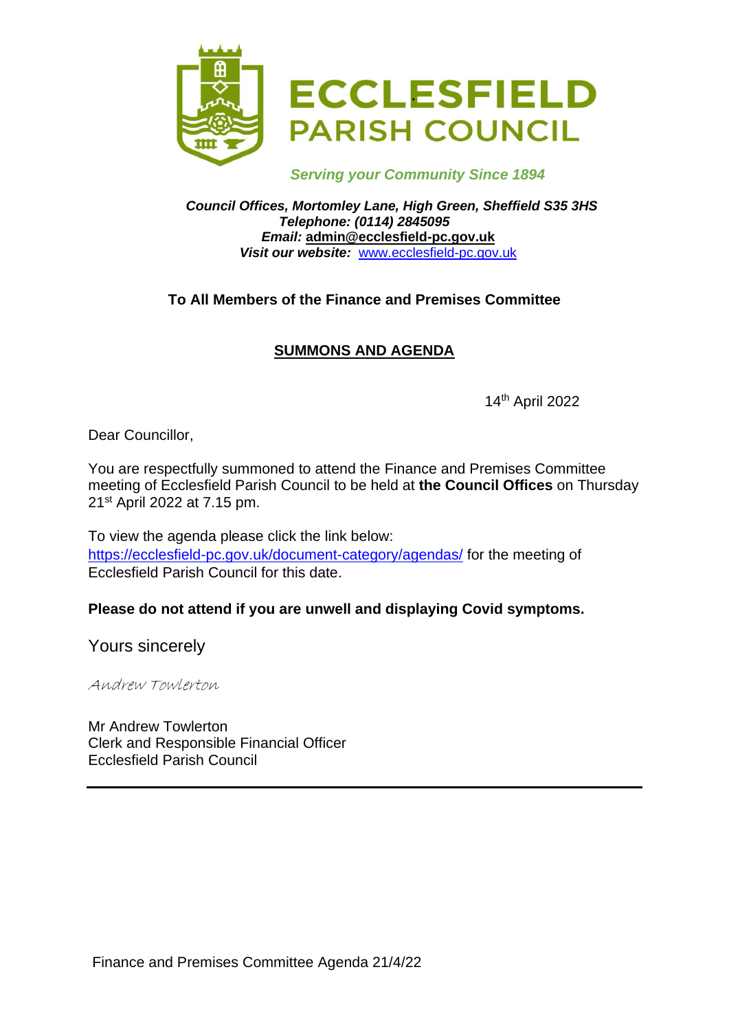# ECCLESFIELD PARISH COUNCIL

*Serving your Community Since 1894*

***Council Offices, Mortomley Lane, High Green, Sheffield S35 3HS***
***Telephone: (0114) 2845095***
***Email:* admin@ecclesfield-pc.gov.uk**
***Visit our website:*** www.ecclesfield-pc.gov.uk

**To All Members of the Finance and Premises Committee**

## SUMMONS AND AGENDA

14th April 2022

Dear Councillor,

You are respectfully summoned to attend the Finance and Premises Committee meeting of Ecclesfield Parish Council to be held at **the Council Offices** on Thursday 21st April 2022 at 7.15 pm.

To view the agenda please click the link below:
https://ecclesfield-pc.gov.uk/document-category/agendas/ for the meeting of Ecclesfield Parish Council for this date.

**Please do not attend if you are unwell and displaying Covid symptoms.**

Yours sincerely

*Andrew Towlerton*

Mr Andrew Towlerton
Clerk and Responsible Financial Officer
Ecclesfield Parish Council

---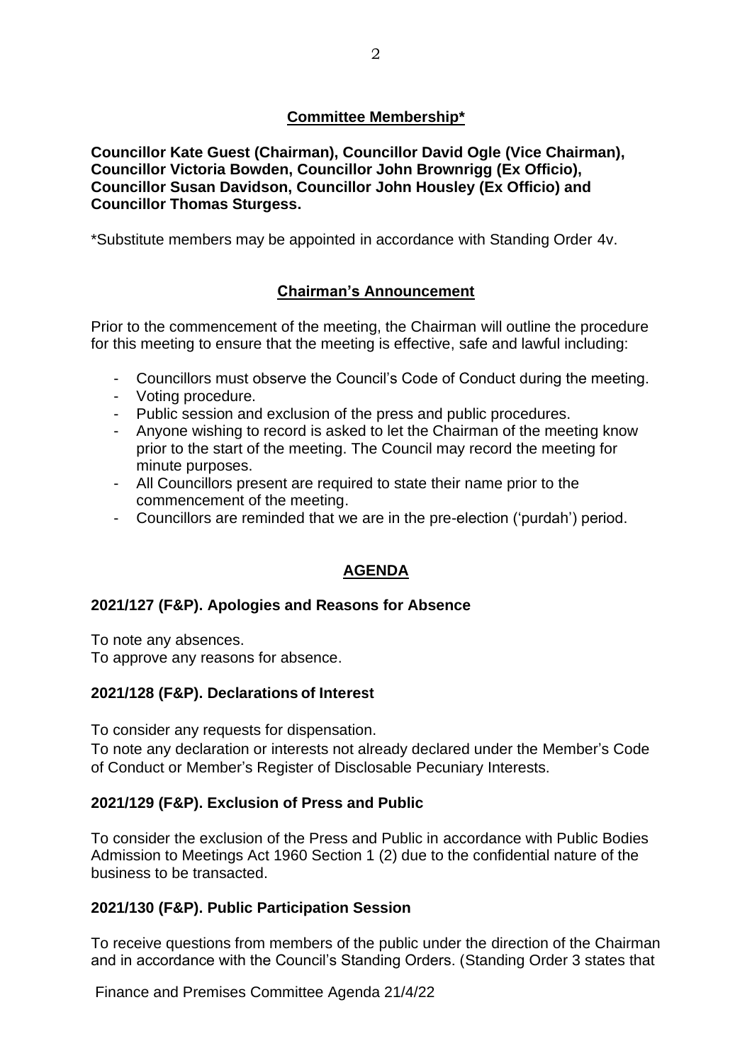## Committee Membership*

**Councillor Kate Guest (Chairman), Councillor David Ogle (Vice Chairman), Councillor Victoria Bowden, Councillor John Brownrigg (Ex Officio), Councillor Susan Davidson, Councillor John Housley (Ex Officio) and Councillor Thomas Sturgess.**

*Substitute members may be appointed in accordance with Standing Order 4v.

## Chairman's Announcement

Prior to the commencement of the meeting, the Chairman will outline the procedure for this meeting to ensure that the meeting is effective, safe and lawful including:

- Councillors must observe the Council's Code of Conduct during the meeting.
- Voting procedure.
- Public session and exclusion of the press and public procedures.
- Anyone wishing to record is asked to let the Chairman of the meeting know prior to the start of the meeting. The Council may record the meeting for minute purposes.
- All Councillors present are required to state their name prior to the commencement of the meeting.
- Councillors are reminded that we are in the pre-election ('purdah') period.

## AGENDA

### 2021/127 (F&P). Apologies and Reasons for Absence

To note any absences.
To approve any reasons for absence.

### 2021/128 (F&P). Declarations of Interest

To consider any requests for dispensation.
To note any declaration or interests not already declared under the Member's Code of Conduct or Member's Register of Disclosable Pecuniary Interests.

### 2021/129 (F&P). Exclusion of Press and Public

To consider the exclusion of the Press and Public in accordance with Public Bodies Admission to Meetings Act 1960 Section 1 (2) due to the confidential nature of the business to be transacted.

### 2021/130 (F&P). Public Participation Session

To receive questions from members of the public under the direction of the Chairman and in accordance with the Council's Standing Orders. (Standing Order 3 states that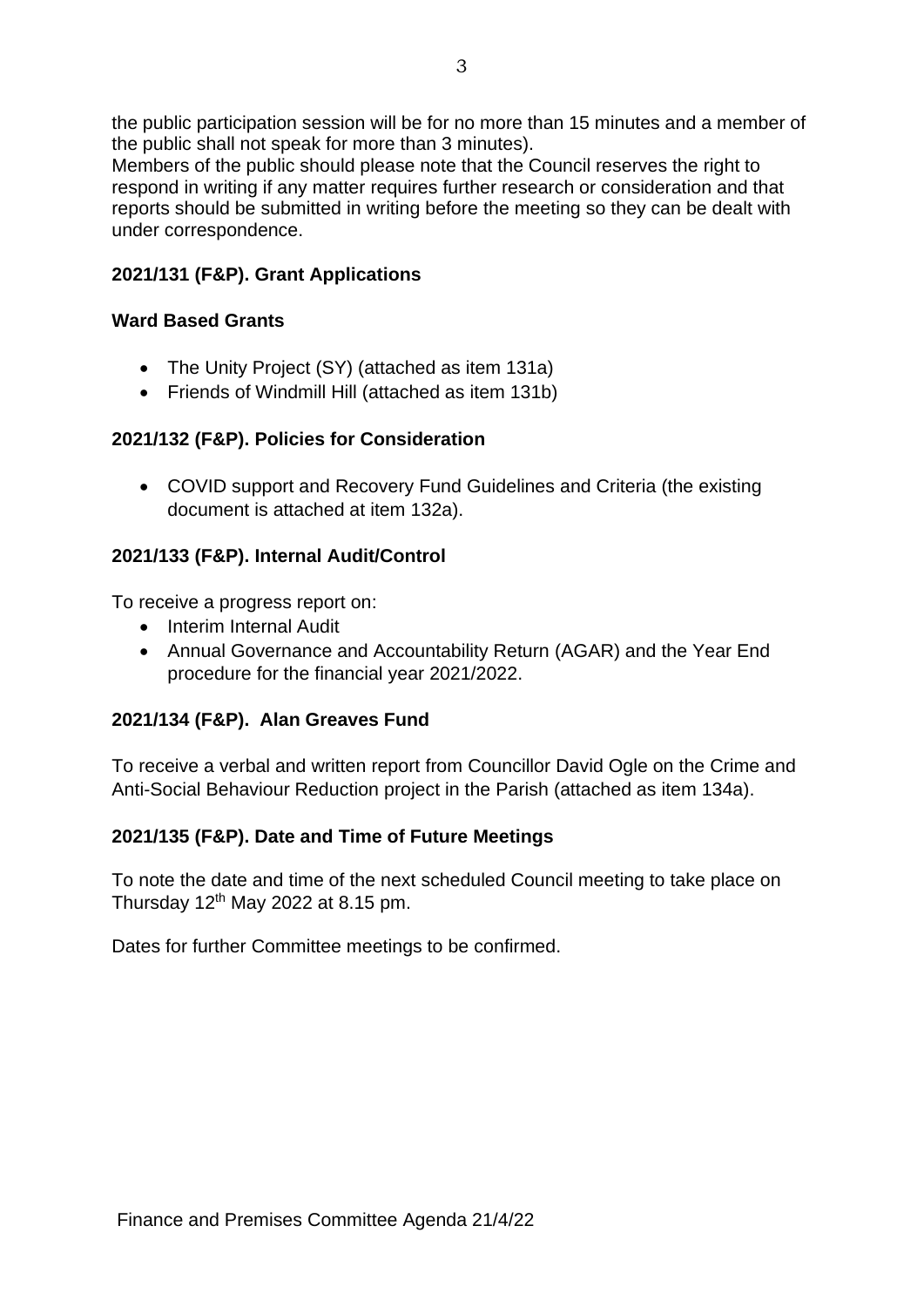the public participation session will be for no more than 15 minutes and a member of the public shall not speak for more than 3 minutes).
Members of the public should please note that the Council reserves the right to respond in writing if any matter requires further research or consideration and that reports should be submitted in writing before the meeting so they can be dealt with under correspondence.

**2021/131 (F&P). Grant Applications**

**Ward Based Grants**

- The Unity Project (SY) (attached as item 131a)
- Friends of Windmill Hill (attached as item 131b)

**2021/132 (F&P). Policies for Consideration**

- COVID support and Recovery Fund Guidelines and Criteria (the existing document is attached at item 132a).

**2021/133 (F&P). Internal Audit/Control**

To receive a progress report on:

- Interim Internal Audit
- Annual Governance and Accountability Return (AGAR) and the Year End procedure for the financial year 2021/2022.

**2021/134 (F&P). Alan Greaves Fund**

To receive a verbal and written report from Councillor David Ogle on the Crime and Anti-Social Behaviour Reduction project in the Parish (attached as item 134a).

**2021/135 (F&P). Date and Time of Future Meetings**

To note the date and time of the next scheduled Council meeting to take place on Thursday 12th May 2022 at 8.15 pm.

Dates for further Committee meetings to be confirmed.